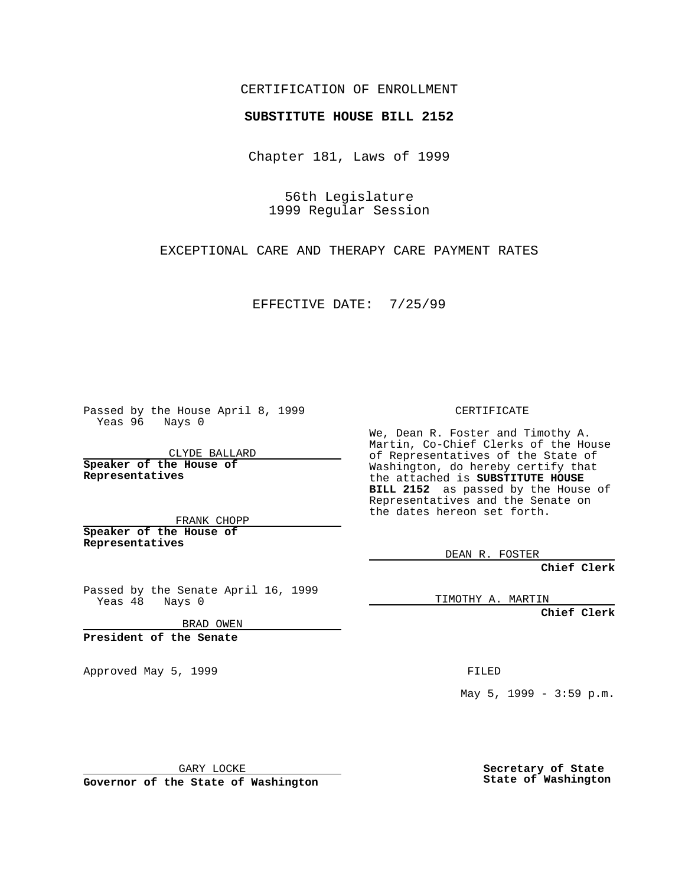CERTIFICATION OF ENROLLMENT

**SUBSTITUTE HOUSE BILL 2152**

Chapter 181, Laws of 1999

56th Legislature
1999 Regular Session

EXCEPTIONAL CARE AND THERAPY CARE PAYMENT RATES

EFFECTIVE DATE: 7/25/99

Passed by the House April 8, 1999
Yeas 96 Nays 0

CLYDE BALLARD

**Speaker of the House of Representatives**

FRANK CHOPP

**Speaker of the House of Representatives**

Passed by the Senate April 16, 1999
Yeas 48 Nays 0

BRAD OWEN

**President of the Senate**

Approved May 5, 1999

GARY LOCKE

**Governor of the State of Washington**

CERTIFICATE

We, Dean R. Foster and Timothy A. Martin, Co-Chief Clerks of the House of Representatives of the State of Washington, do hereby certify that the attached is **SUBSTITUTE HOUSE BILL 2152** as passed by the House of Representatives and the Senate on the dates hereon set forth.

DEAN R. FOSTER

**Chief Clerk**

TIMOTHY A. MARTIN

**Chief Clerk**

FILED

May 5, 1999 - 3:59 p.m.

**Secretary of State**
**State of Washington**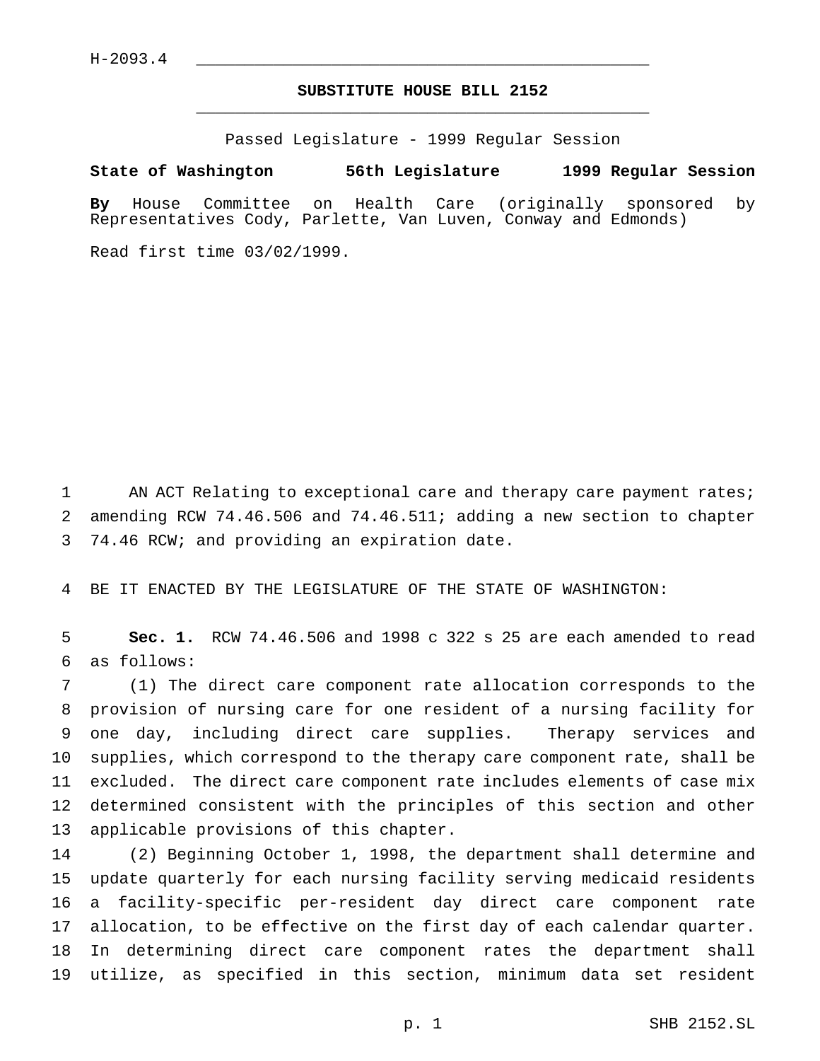H-2093.4

**SUBSTITUTE HOUSE BILL 2152**

Passed Legislature - 1999 Regular Session

**State of Washington 56th Legislature 1999 Regular Session**

**By** House Committee on Health Care (originally sponsored by Representatives Cody, Parlette, Van Luven, Conway and Edmonds)

Read first time 03/02/1999.

AN ACT Relating to exceptional care and therapy care payment rates; amending RCW 74.46.506 and 74.46.511; adding a new section to chapter 74.46 RCW; and providing an expiration date.

BE IT ENACTED BY THE LEGISLATURE OF THE STATE OF WASHINGTON:

**Sec. 1.** RCW 74.46.506 and 1998 c 322 s 25 are each amended to read as follows:

(1) The direct care component rate allocation corresponds to the provision of nursing care for one resident of a nursing facility for one day, including direct care supplies. Therapy services and supplies, which correspond to the therapy care component rate, shall be excluded. The direct care component rate includes elements of case mix determined consistent with the principles of this section and other applicable provisions of this chapter.

(2) Beginning October 1, 1998, the department shall determine and update quarterly for each nursing facility serving medicaid residents a facility-specific per-resident day direct care component rate allocation, to be effective on the first day of each calendar quarter. In determining direct care component rates the department shall utilize, as specified in this section, minimum data set resident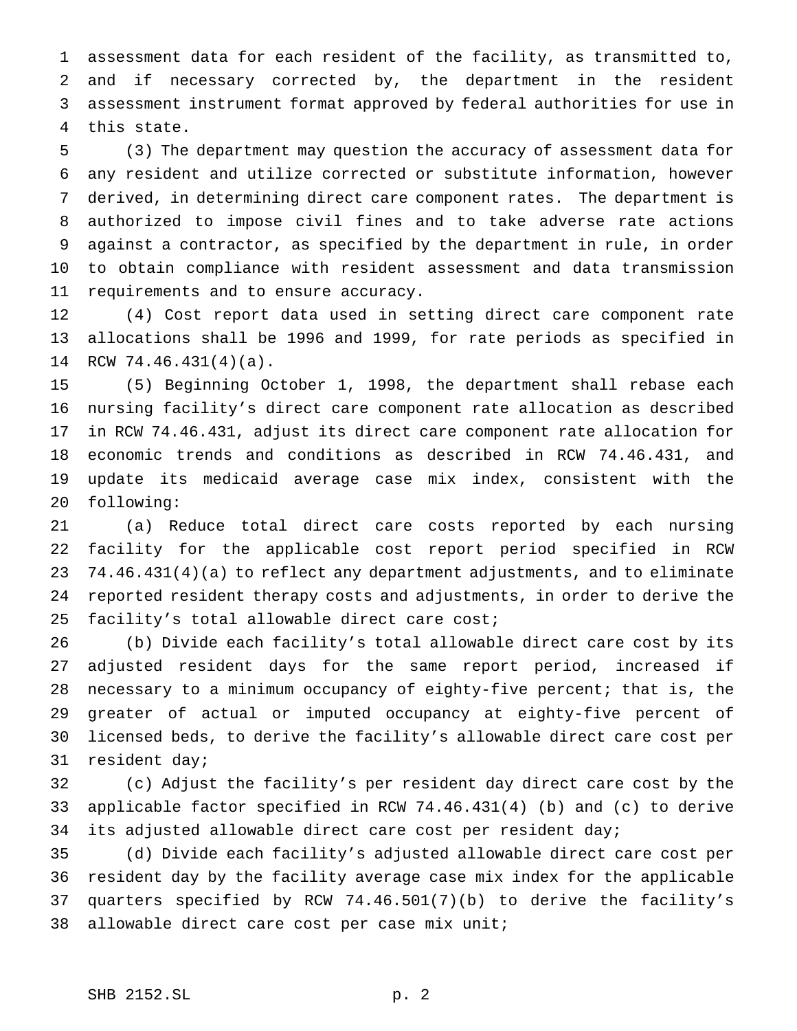assessment data for each resident of the facility, as transmitted to, and if necessary corrected by, the department in the resident assessment instrument format approved by federal authorities for use in this state.

(3) The department may question the accuracy of assessment data for any resident and utilize corrected or substitute information, however derived, in determining direct care component rates. The department is authorized to impose civil fines and to take adverse rate actions against a contractor, as specified by the department in rule, in order to obtain compliance with resident assessment and data transmission requirements and to ensure accuracy.

(4) Cost report data used in setting direct care component rate allocations shall be 1996 and 1999, for rate periods as specified in RCW 74.46.431(4)(a).

(5) Beginning October 1, 1998, the department shall rebase each nursing facility's direct care component rate allocation as described in RCW 74.46.431, adjust its direct care component rate allocation for economic trends and conditions as described in RCW 74.46.431, and update its medicaid average case mix index, consistent with the following:

(a) Reduce total direct care costs reported by each nursing facility for the applicable cost report period specified in RCW 74.46.431(4)(a) to reflect any department adjustments, and to eliminate reported resident therapy costs and adjustments, in order to derive the facility's total allowable direct care cost;

(b) Divide each facility's total allowable direct care cost by its adjusted resident days for the same report period, increased if necessary to a minimum occupancy of eighty-five percent; that is, the greater of actual or imputed occupancy at eighty-five percent of licensed beds, to derive the facility's allowable direct care cost per resident day;

(c) Adjust the facility's per resident day direct care cost by the applicable factor specified in RCW 74.46.431(4) (b) and (c) to derive its adjusted allowable direct care cost per resident day;

(d) Divide each facility's adjusted allowable direct care cost per resident day by the facility average case mix index for the applicable quarters specified by RCW 74.46.501(7)(b) to derive the facility's allowable direct care cost per case mix unit;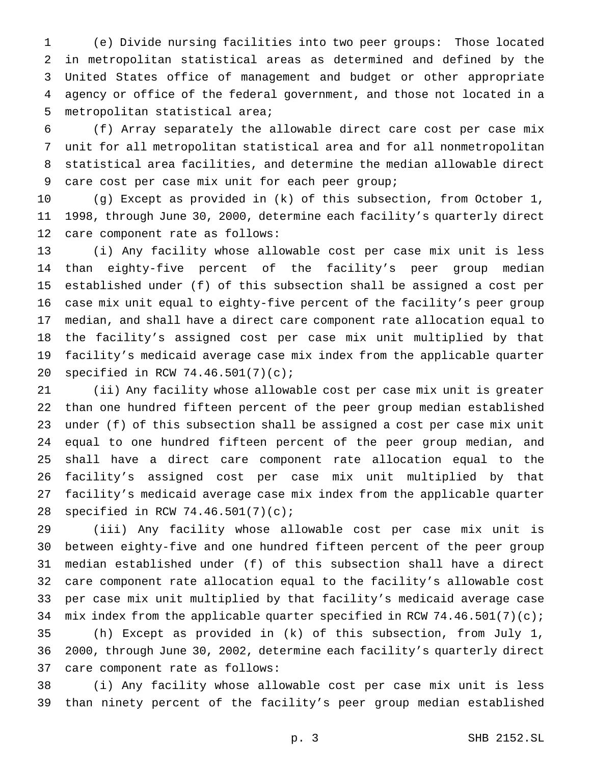(e) Divide nursing facilities into two peer groups: Those located in metropolitan statistical areas as determined and defined by the United States office of management and budget or other appropriate agency or office of the federal government, and those not located in a metropolitan statistical area;

(f) Array separately the allowable direct care cost per case mix unit for all metropolitan statistical area and for all nonmetropolitan statistical area facilities, and determine the median allowable direct care cost per case mix unit for each peer group;

(g) Except as provided in (k) of this subsection, from October 1, 1998, through June 30, 2000, determine each facility's quarterly direct care component rate as follows:

(i) Any facility whose allowable cost per case mix unit is less than eighty-five percent of the facility's peer group median established under (f) of this subsection shall be assigned a cost per case mix unit equal to eighty-five percent of the facility's peer group median, and shall have a direct care component rate allocation equal to the facility's assigned cost per case mix unit multiplied by that facility's medicaid average case mix index from the applicable quarter specified in RCW 74.46.501(7)(c);

(ii) Any facility whose allowable cost per case mix unit is greater than one hundred fifteen percent of the peer group median established under (f) of this subsection shall be assigned a cost per case mix unit equal to one hundred fifteen percent of the peer group median, and shall have a direct care component rate allocation equal to the facility's assigned cost per case mix unit multiplied by that facility's medicaid average case mix index from the applicable quarter specified in RCW 74.46.501(7)(c);

(iii) Any facility whose allowable cost per case mix unit is between eighty-five and one hundred fifteen percent of the peer group median established under (f) of this subsection shall have a direct care component rate allocation equal to the facility's allowable cost per case mix unit multiplied by that facility's medicaid average case mix index from the applicable quarter specified in RCW 74.46.501(7)(c);

(h) Except as provided in (k) of this subsection, from July 1, 2000, through June 30, 2002, determine each facility's quarterly direct care component rate as follows:

(i) Any facility whose allowable cost per case mix unit is less than ninety percent of the facility's peer group median established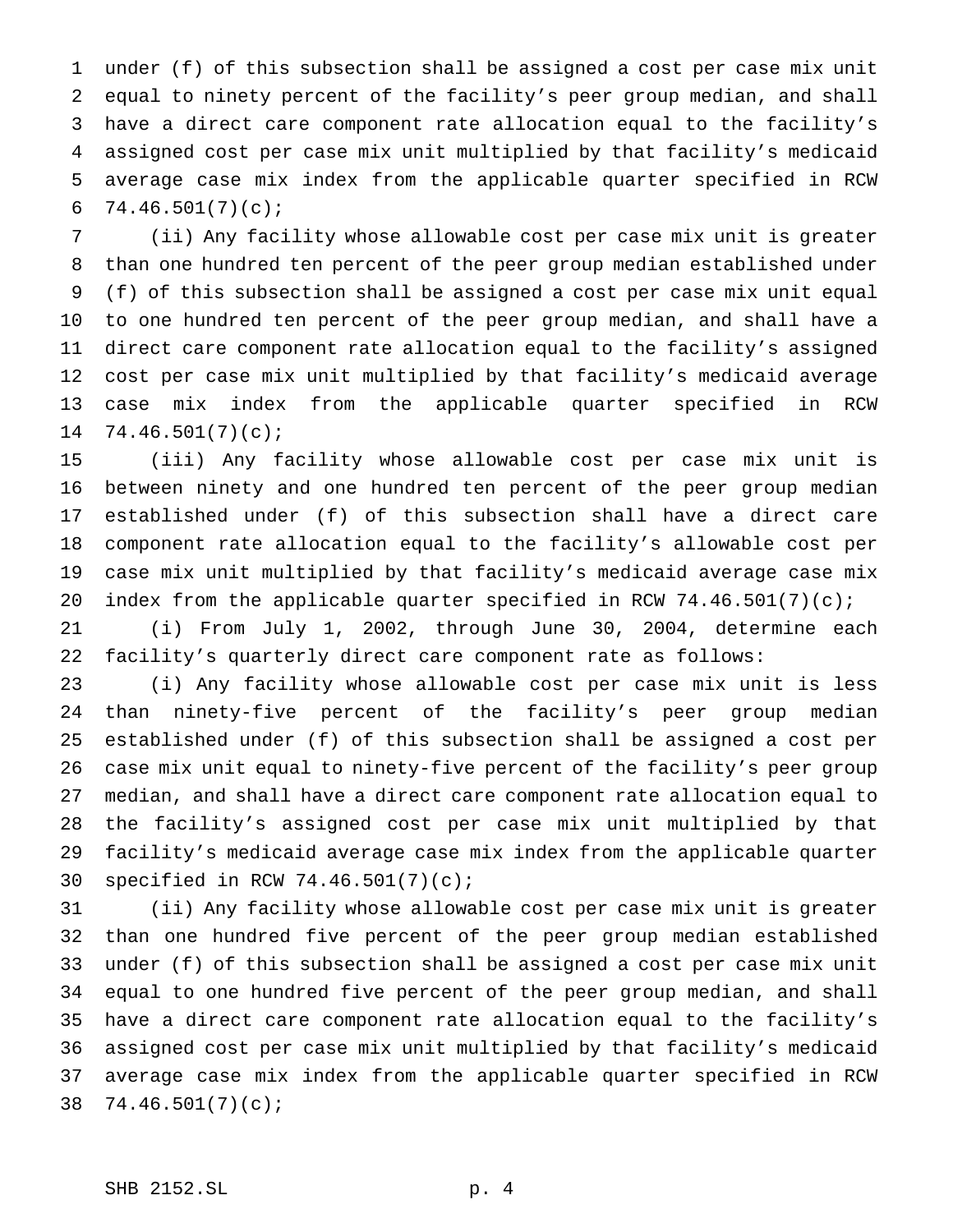under (f) of this subsection shall be assigned a cost per case mix unit equal to ninety percent of the facility's peer group median, and shall have a direct care component rate allocation equal to the facility's assigned cost per case mix unit multiplied by that facility's medicaid average case mix index from the applicable quarter specified in RCW 74.46.501(7)(c);

(ii) Any facility whose allowable cost per case mix unit is greater than one hundred ten percent of the peer group median established under (f) of this subsection shall be assigned a cost per case mix unit equal to one hundred ten percent of the peer group median, and shall have a direct care component rate allocation equal to the facility's assigned cost per case mix unit multiplied by that facility's medicaid average case mix index from the applicable quarter specified in RCW 74.46.501(7)(c);

(iii) Any facility whose allowable cost per case mix unit is between ninety and one hundred ten percent of the peer group median established under (f) of this subsection shall have a direct care component rate allocation equal to the facility's allowable cost per case mix unit multiplied by that facility's medicaid average case mix index from the applicable quarter specified in RCW 74.46.501(7)(c);

(i) From July 1, 2002, through June 30, 2004, determine each facility's quarterly direct care component rate as follows:

(i) Any facility whose allowable cost per case mix unit is less than ninety-five percent of the facility's peer group median established under (f) of this subsection shall be assigned a cost per case mix unit equal to ninety-five percent of the facility's peer group median, and shall have a direct care component rate allocation equal to the facility's assigned cost per case mix unit multiplied by that facility's medicaid average case mix index from the applicable quarter specified in RCW 74.46.501(7)(c);

(ii) Any facility whose allowable cost per case mix unit is greater than one hundred five percent of the peer group median established under (f) of this subsection shall be assigned a cost per case mix unit equal to one hundred five percent of the peer group median, and shall have a direct care component rate allocation equal to the facility's assigned cost per case mix unit multiplied by that facility's medicaid average case mix index from the applicable quarter specified in RCW 74.46.501(7)(c);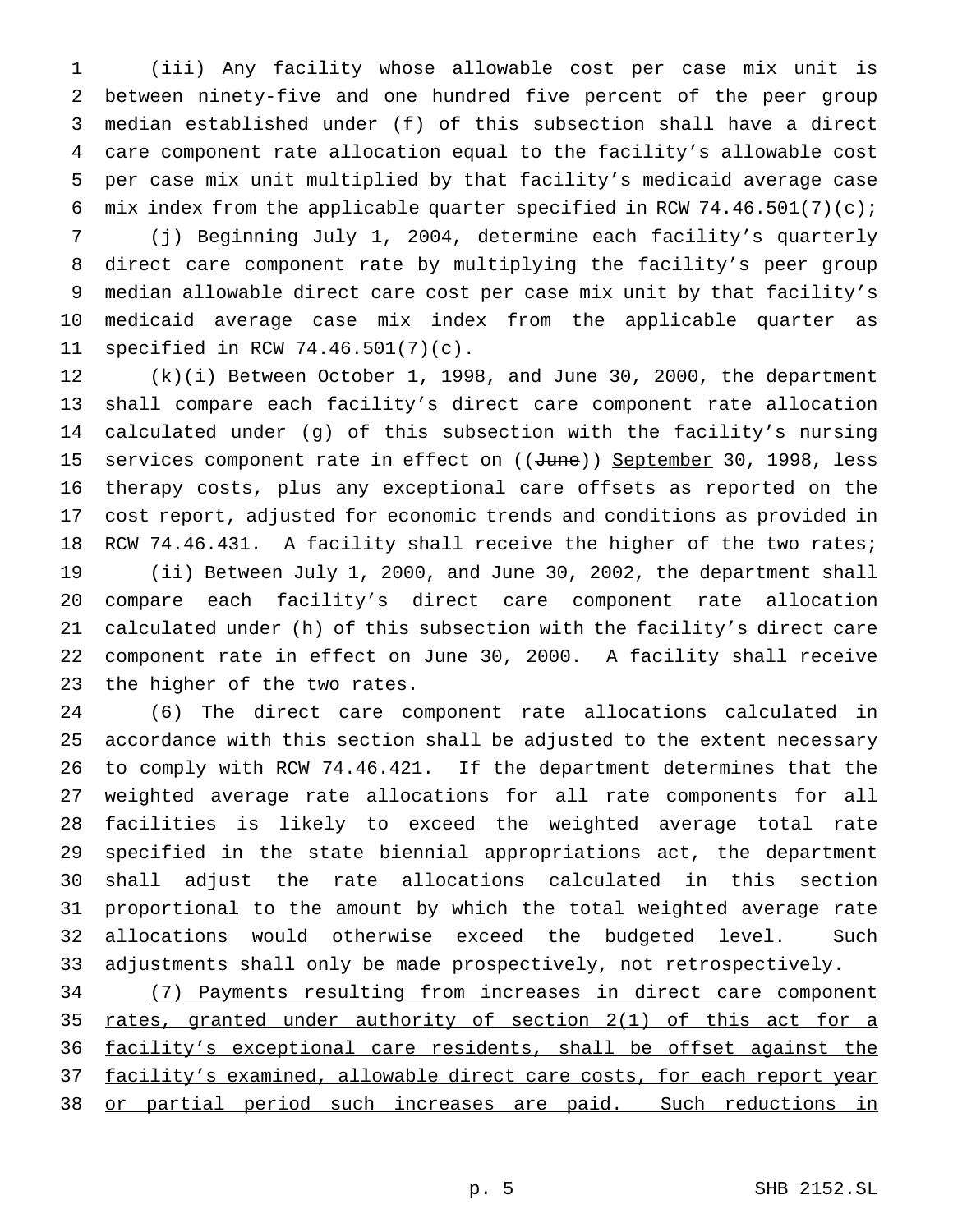(iii) Any facility whose allowable cost per case mix unit is between ninety-five and one hundred five percent of the peer group median established under (f) of this subsection shall have a direct care component rate allocation equal to the facility's allowable cost per case mix unit multiplied by that facility's medicaid average case mix index from the applicable quarter specified in RCW 74.46.501(7)(c);

(j) Beginning July 1, 2004, determine each facility's quarterly direct care component rate by multiplying the facility's peer group median allowable direct care cost per case mix unit by that facility's medicaid average case mix index from the applicable quarter as specified in RCW 74.46.501(7)(c).

(k)(i) Between October 1, 1998, and June 30, 2000, the department shall compare each facility's direct care component rate allocation calculated under (g) of this subsection with the facility's nursing services component rate in effect on ((~~June~~)) <u>September</u> 30, 1998, less therapy costs, plus any exceptional care offsets as reported on the cost report, adjusted for economic trends and conditions as provided in RCW 74.46.431. A facility shall receive the higher of the two rates;

(ii) Between July 1, 2000, and June 30, 2002, the department shall compare each facility's direct care component rate allocation calculated under (h) of this subsection with the facility's direct care component rate in effect on June 30, 2000. A facility shall receive the higher of the two rates.

(6) The direct care component rate allocations calculated in accordance with this section shall be adjusted to the extent necessary to comply with RCW 74.46.421. If the department determines that the weighted average rate allocations for all rate components for all facilities is likely to exceed the weighted average total rate specified in the state biennial appropriations act, the department shall adjust the rate allocations calculated in this section proportional to the amount by which the total weighted average rate allocations would otherwise exceed the budgeted level. Such adjustments shall only be made prospectively, not retrospectively.

<u>(7) Payments resulting from increases in direct care component rates, granted under authority of section 2(1) of this act for a facility's exceptional care residents, shall be offset against the facility's examined, allowable direct care costs, for each report year or partial period such increases are paid. Such reductions in</u>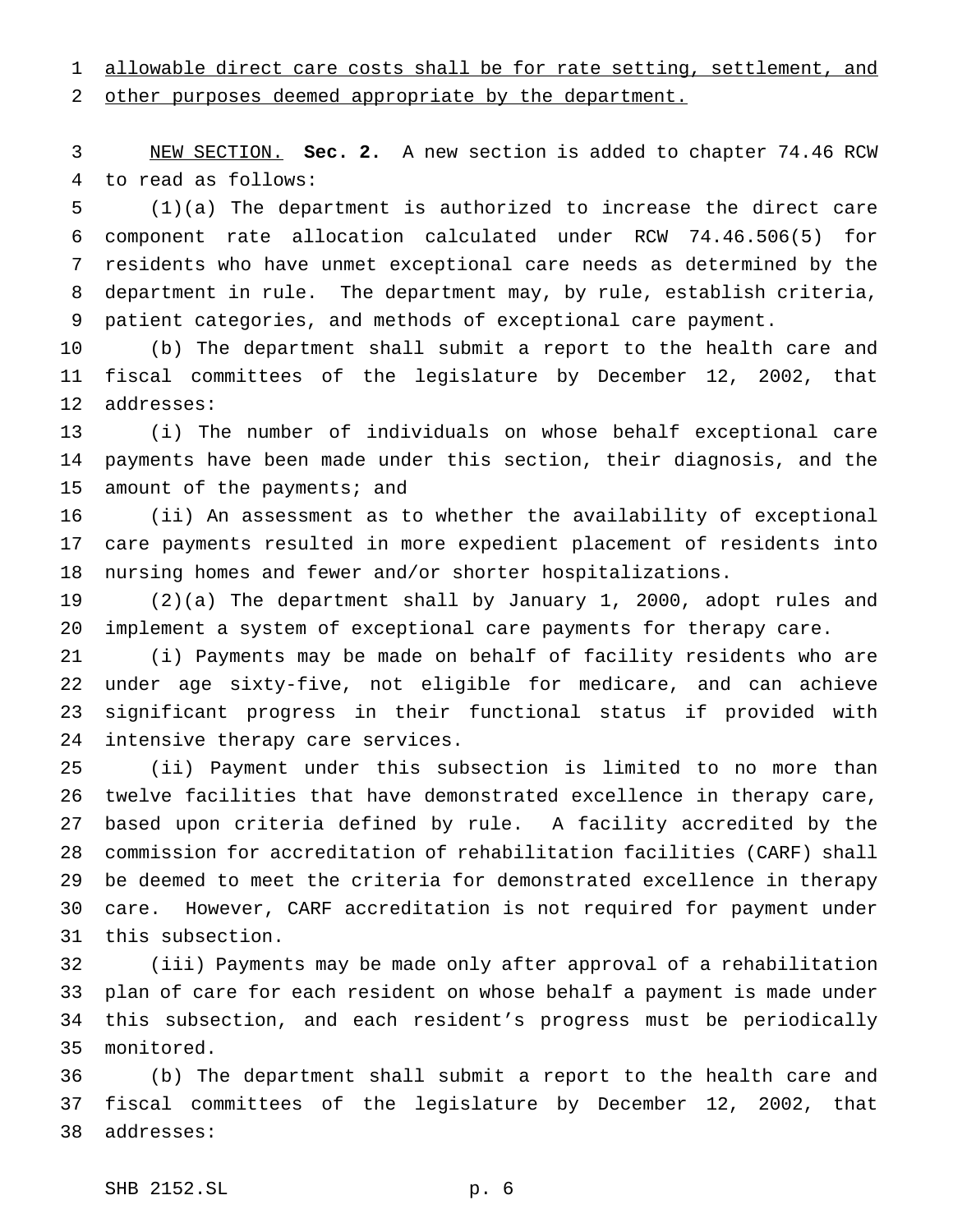allowable direct care costs shall be for rate setting, settlement, and other purposes deemed appropriate by the department.

NEW SECTION. **Sec. 2.** A new section is added to chapter 74.46 RCW to read as follows:

(1)(a) The department is authorized to increase the direct care component rate allocation calculated under RCW 74.46.506(5) for residents who have unmet exceptional care needs as determined by the department in rule. The department may, by rule, establish criteria, patient categories, and methods of exceptional care payment.

(b) The department shall submit a report to the health care and fiscal committees of the legislature by December 12, 2002, that addresses:

(i) The number of individuals on whose behalf exceptional care payments have been made under this section, their diagnosis, and the amount of the payments; and

(ii) An assessment as to whether the availability of exceptional care payments resulted in more expedient placement of residents into nursing homes and fewer and/or shorter hospitalizations.

(2)(a) The department shall by January 1, 2000, adopt rules and implement a system of exceptional care payments for therapy care.

(i) Payments may be made on behalf of facility residents who are under age sixty-five, not eligible for medicare, and can achieve significant progress in their functional status if provided with intensive therapy care services.

(ii) Payment under this subsection is limited to no more than twelve facilities that have demonstrated excellence in therapy care, based upon criteria defined by rule. A facility accredited by the commission for accreditation of rehabilitation facilities (CARF) shall be deemed to meet the criteria for demonstrated excellence in therapy care. However, CARF accreditation is not required for payment under this subsection.

(iii) Payments may be made only after approval of a rehabilitation plan of care for each resident on whose behalf a payment is made under this subsection, and each resident's progress must be periodically monitored.

(b) The department shall submit a report to the health care and fiscal committees of the legislature by December 12, 2002, that addresses: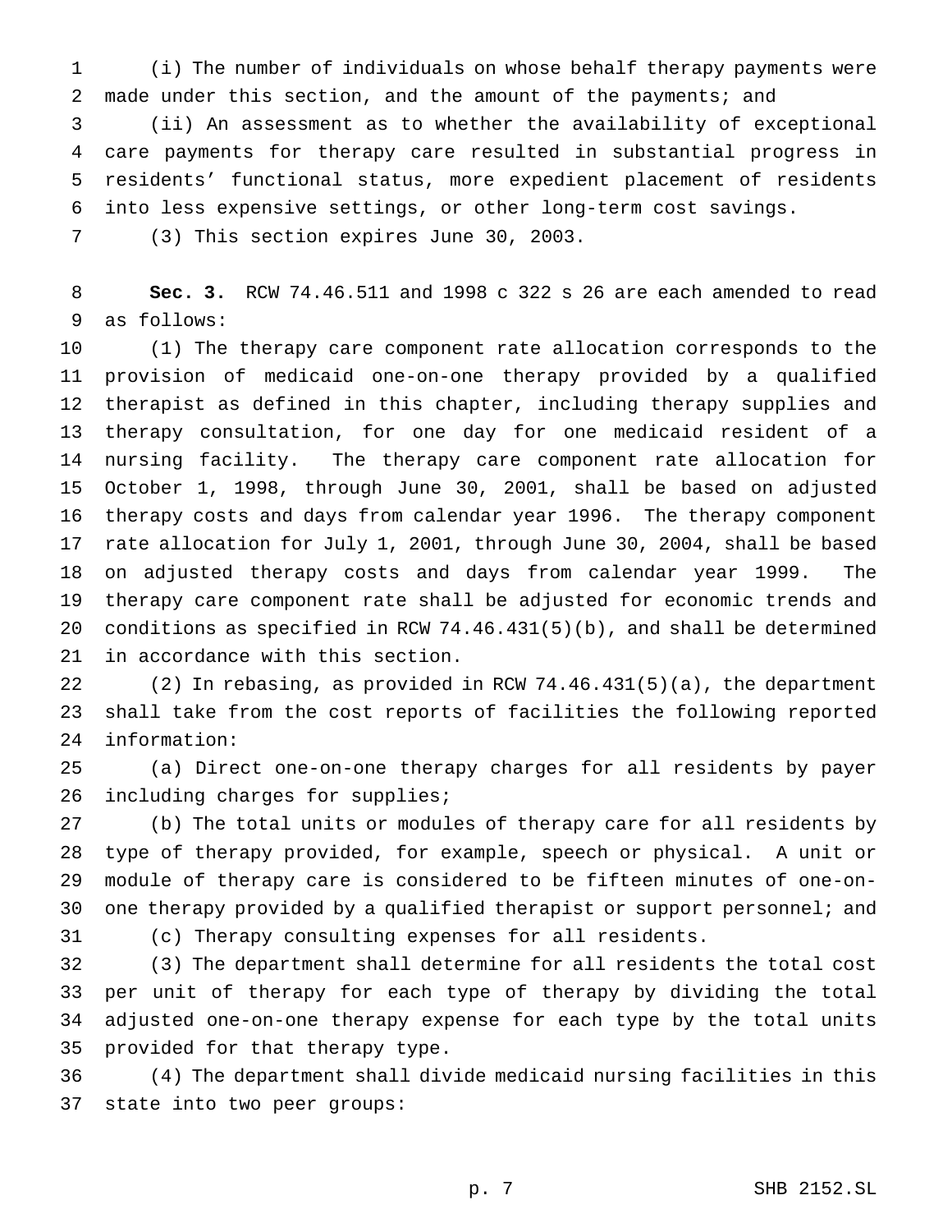(i) The number of individuals on whose behalf therapy payments were made under this section, and the amount of the payments; and

(ii) An assessment as to whether the availability of exceptional care payments for therapy care resulted in substantial progress in residents' functional status, more expedient placement of residents into less expensive settings, or other long-term cost savings.

(3) This section expires June 30, 2003.

**Sec. 3.** RCW 74.46.511 and 1998 c 322 s 26 are each amended to read as follows:

(1) The therapy care component rate allocation corresponds to the provision of medicaid one-on-one therapy provided by a qualified therapist as defined in this chapter, including therapy supplies and therapy consultation, for one day for one medicaid resident of a nursing facility. The therapy care component rate allocation for October 1, 1998, through June 30, 2001, shall be based on adjusted therapy costs and days from calendar year 1996. The therapy component rate allocation for July 1, 2001, through June 30, 2004, shall be based on adjusted therapy costs and days from calendar year 1999. The therapy care component rate shall be adjusted for economic trends and conditions as specified in RCW 74.46.431(5)(b), and shall be determined in accordance with this section.

(2) In rebasing, as provided in RCW 74.46.431(5)(a), the department shall take from the cost reports of facilities the following reported information:

(a) Direct one-on-one therapy charges for all residents by payer including charges for supplies;

(b) The total units or modules of therapy care for all residents by type of therapy provided, for example, speech or physical. A unit or module of therapy care is considered to be fifteen minutes of one-on-one therapy provided by a qualified therapist or support personnel; and

(c) Therapy consulting expenses for all residents.

(3) The department shall determine for all residents the total cost per unit of therapy for each type of therapy by dividing the total adjusted one-on-one therapy expense for each type by the total units provided for that therapy type.

(4) The department shall divide medicaid nursing facilities in this state into two peer groups: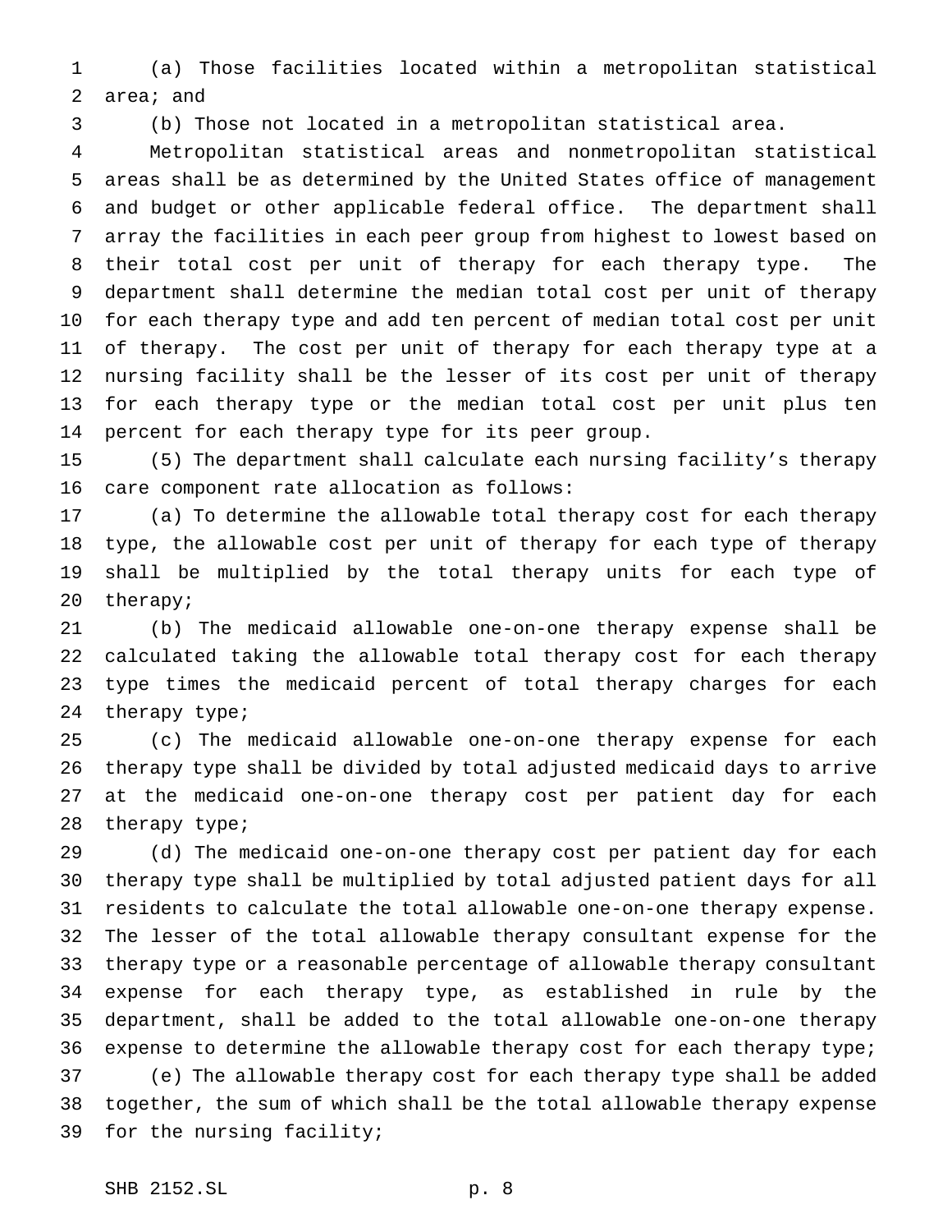(a) Those facilities located within a metropolitan statistical area; and

(b) Those not located in a metropolitan statistical area.

Metropolitan statistical areas and nonmetropolitan statistical areas shall be as determined by the United States office of management and budget or other applicable federal office. The department shall array the facilities in each peer group from highest to lowest based on their total cost per unit of therapy for each therapy type. The department shall determine the median total cost per unit of therapy for each therapy type and add ten percent of median total cost per unit of therapy. The cost per unit of therapy for each therapy type at a nursing facility shall be the lesser of its cost per unit of therapy for each therapy type or the median total cost per unit plus ten percent for each therapy type for its peer group.

(5) The department shall calculate each nursing facility's therapy care component rate allocation as follows:

(a) To determine the allowable total therapy cost for each therapy type, the allowable cost per unit of therapy for each type of therapy shall be multiplied by the total therapy units for each type of therapy;

(b) The medicaid allowable one-on-one therapy expense shall be calculated taking the allowable total therapy cost for each therapy type times the medicaid percent of total therapy charges for each therapy type;

(c) The medicaid allowable one-on-one therapy expense for each therapy type shall be divided by total adjusted medicaid days to arrive at the medicaid one-on-one therapy cost per patient day for each therapy type;

(d) The medicaid one-on-one therapy cost per patient day for each therapy type shall be multiplied by total adjusted patient days for all residents to calculate the total allowable one-on-one therapy expense. The lesser of the total allowable therapy consultant expense for the therapy type or a reasonable percentage of allowable therapy consultant expense for each therapy type, as established in rule by the department, shall be added to the total allowable one-on-one therapy expense to determine the allowable therapy cost for each therapy type;

(e) The allowable therapy cost for each therapy type shall be added together, the sum of which shall be the total allowable therapy expense for the nursing facility;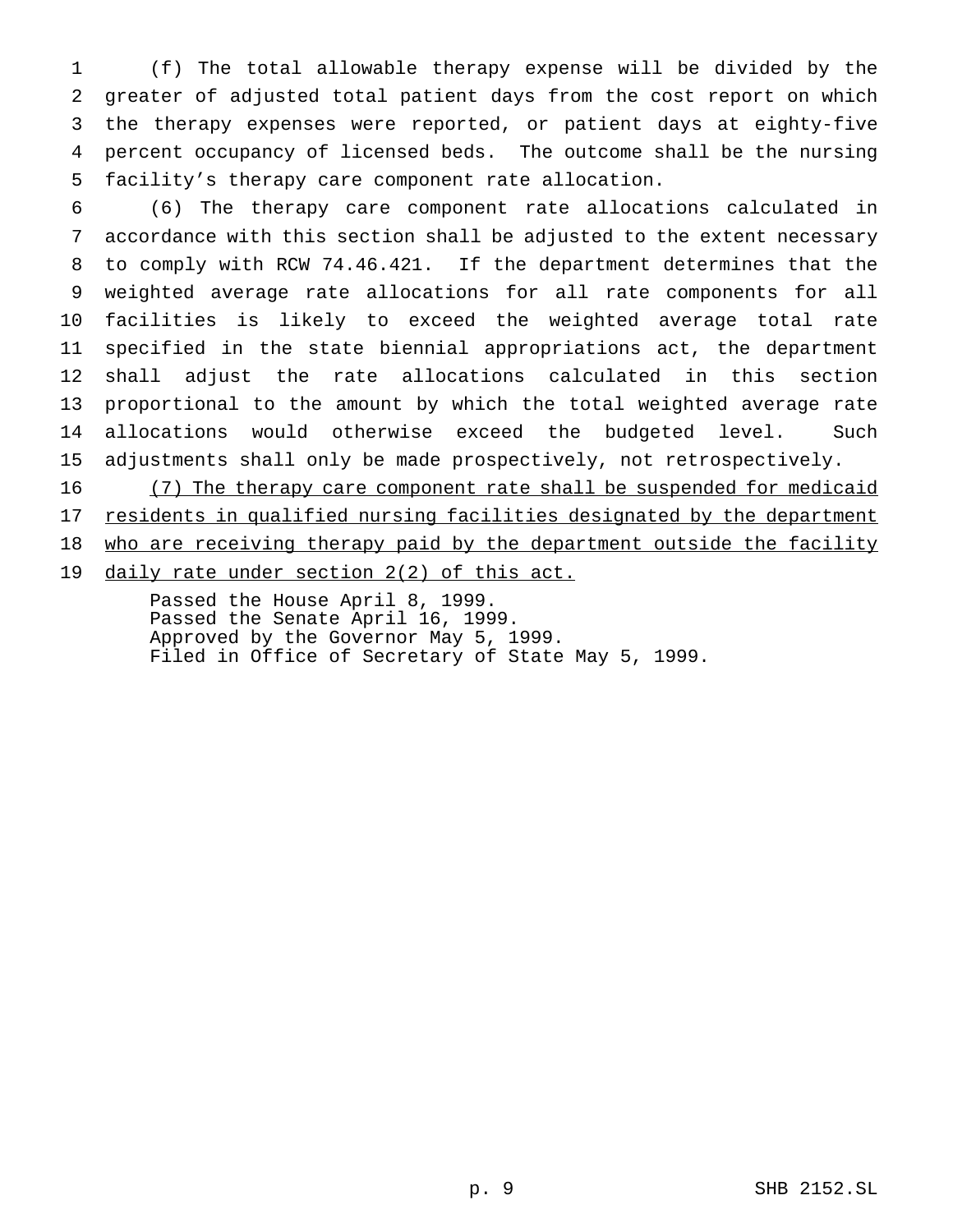(f) The total allowable therapy expense will be divided by the greater of adjusted total patient days from the cost report on which the therapy expenses were reported, or patient days at eighty-five percent occupancy of licensed beds. The outcome shall be the nursing facility's therapy care component rate allocation.

(6) The therapy care component rate allocations calculated in accordance with this section shall be adjusted to the extent necessary to comply with RCW 74.46.421. If the department determines that the weighted average rate allocations for all rate components for all facilities is likely to exceed the weighted average total rate specified in the state biennial appropriations act, the department shall adjust the rate allocations calculated in this section proportional to the amount by which the total weighted average rate allocations would otherwise exceed the budgeted level. Such adjustments shall only be made prospectively, not retrospectively.

<u>(7) The therapy care component rate shall be suspended for medicaid residents in qualified nursing facilities designated by the department who are receiving therapy paid by the department outside the facility daily rate under section 2(2) of this act.</u>

Passed the House April 8, 1999.
Passed the Senate April 16, 1999.
Approved by the Governor May 5, 1999.
Filed in Office of Secretary of State May 5, 1999.